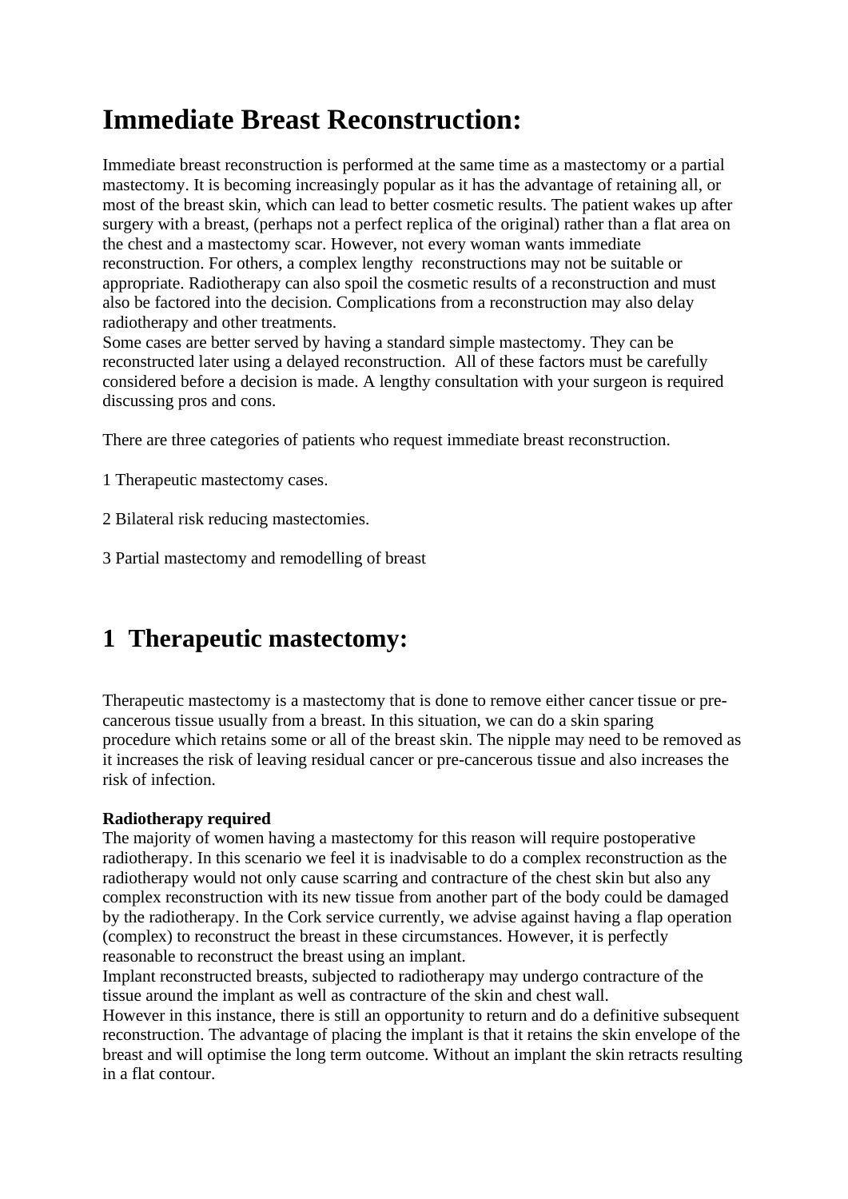# Immediate Breast Reconstruction:

Immediate breast reconstruction is performed at the same time as a mastectomy or a partial mastectomy. It is becoming increasingly popular as it has the advantage of retaining all, or most of the breast skin, which can lead to better cosmetic results. The patient wakes up after surgery with a breast, (perhaps not a perfect replica of the original) rather than a flat area on the chest and a mastectomy scar. However, not every woman wants immediate reconstruction. For others, a complex lengthy reconstructions may not be suitable or appropriate. Radiotherapy can also spoil the cosmetic results of a reconstruction and must also be factored into the decision. Complications from a reconstruction may also delay radiotherapy and other treatments.
Some cases are better served by having a standard simple mastectomy. They can be reconstructed later using a delayed reconstruction. All of these factors must be carefully considered before a decision is made. A lengthy consultation with your surgeon is required discussing pros and cons.

There are three categories of patients who request immediate breast reconstruction.

1 Therapeutic mastectomy cases.

2 Bilateral risk reducing mastectomies.

3 Partial mastectomy and remodelling of breast

# 1 Therapeutic mastectomy:

Therapeutic mastectomy is a mastectomy that is done to remove either cancer tissue or pre-cancerous tissue usually from a breast. In this situation, we can do a skin sparing procedure which retains some or all of the breast skin. The nipple may need to be removed as it increases the risk of leaving residual cancer or pre-cancerous tissue and also increases the risk of infection.

**Radiotherapy required**
The majority of women having a mastectomy for this reason will require postoperative radiotherapy. In this scenario we feel it is inadvisable to do a complex reconstruction as the radiotherapy would not only cause scarring and contracture of the chest skin but also any complex reconstruction with its new tissue from another part of the body could be damaged by the radiotherapy. In the Cork service currently, we advise against having a flap operation (complex) to reconstruct the breast in these circumstances. However, it is perfectly reasonable to reconstruct the breast using an implant.
Implant reconstructed breasts, subjected to radiotherapy may undergo contracture of the tissue around the implant as well as contracture of the skin and chest wall.
However in this instance, there is still an opportunity to return and do a definitive subsequent reconstruction. The advantage of placing the implant is that it retains the skin envelope of the breast and will optimise the long term outcome. Without an implant the skin retracts resulting in a flat contour.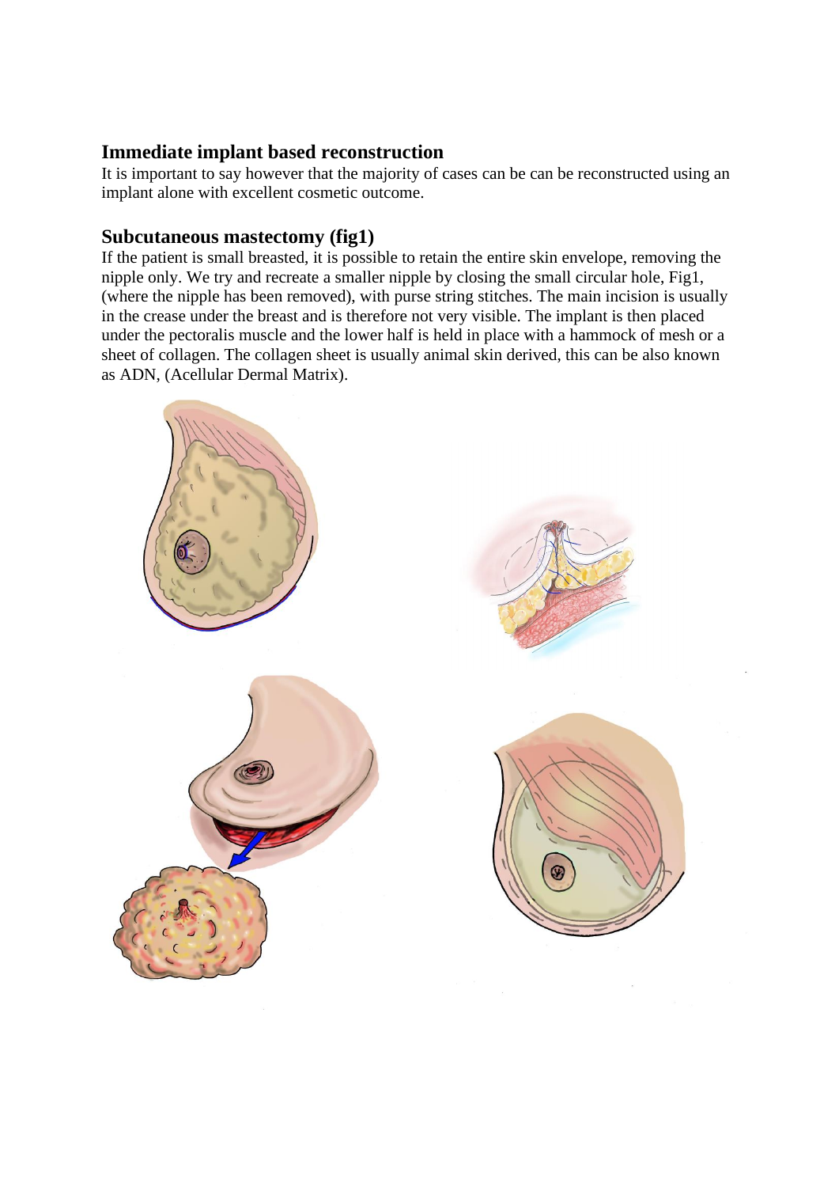## Immediate implant based reconstruction

It is important to say however that the majority of cases can be can be reconstructed using an implant alone with excellent cosmetic outcome.

## Subcutaneous mastectomy (fig1)

If the patient is small breasted, it is possible to retain the entire skin envelope, removing the nipple only. We try and recreate a smaller nipple by closing the small circular hole, Fig1, (where the nipple has been removed), with purse string stitches. The main incision is usually in the crease under the breast and is therefore not very visible. The implant is then placed under the pectoralis muscle and the lower half is held in place with a hammock of mesh or a sheet of collagen. The collagen sheet is usually animal skin derived, this can be also known as ADN, (Acellular Dermal Matrix).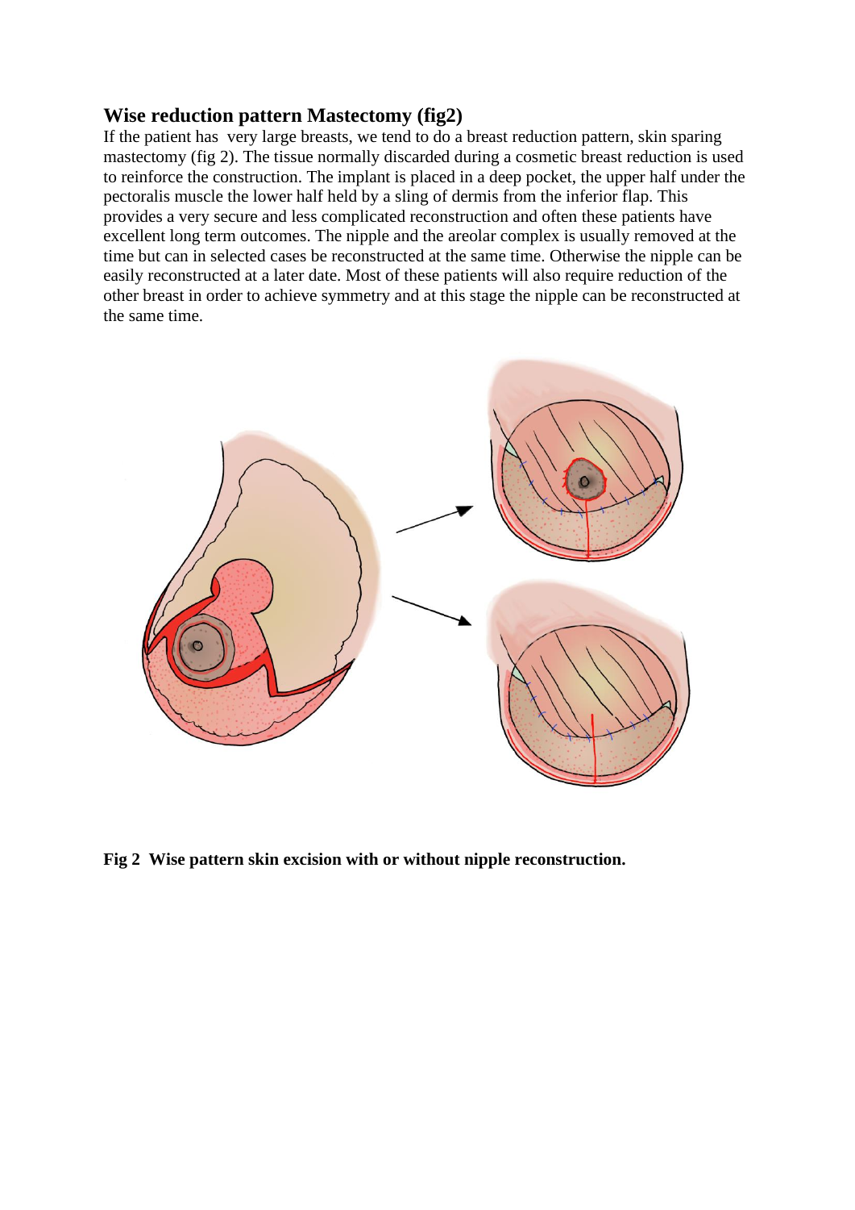## Wise reduction pattern Mastectomy (fig2)

If the patient has very large breasts, we tend to do a breast reduction pattern, skin sparing mastectomy (fig 2). The tissue normally discarded during a cosmetic breast reduction is used to reinforce the construction. The implant is placed in a deep pocket, the upper half under the pectoralis muscle the lower half held by a sling of dermis from the inferior flap. This provides a very secure and less complicated reconstruction and often these patients have excellent long term outcomes. The nipple and the areolar complex is usually removed at the time but can in selected cases be reconstructed at the same time. Otherwise the nipple can be easily reconstructed at a later date. Most of these patients will also require reduction of the other breast in order to achieve symmetry and at this stage the nipple can be reconstructed at the same time.

**Fig 2 Wise pattern skin excision with or without nipple reconstruction.**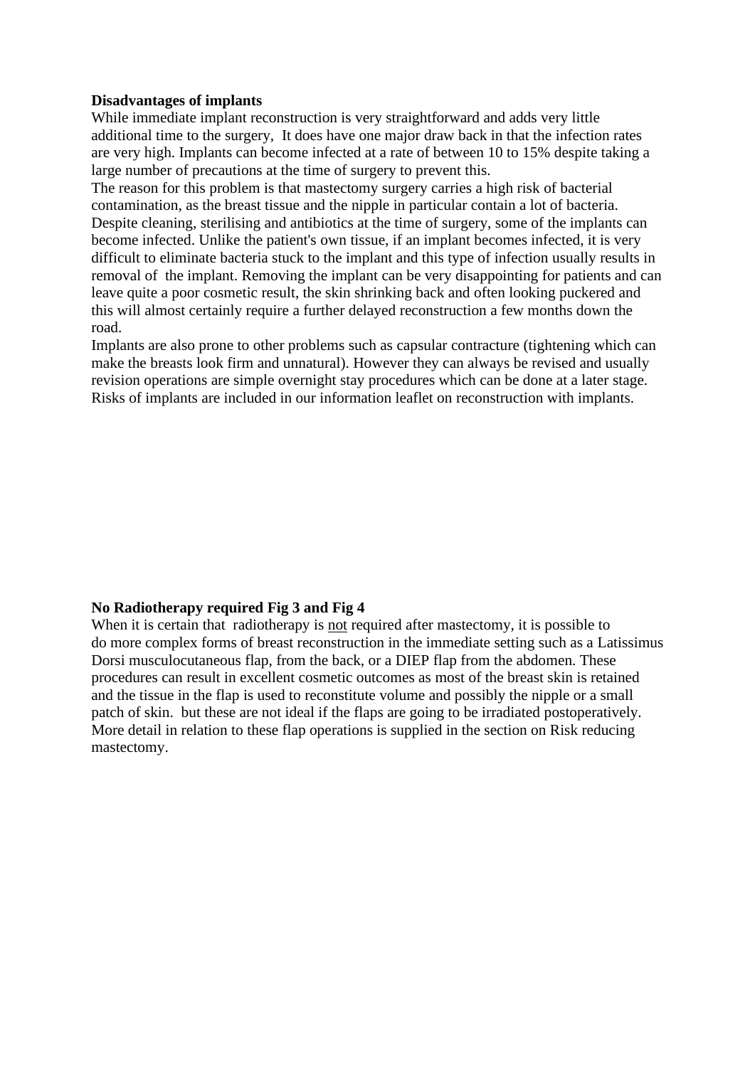**Disadvantages of implants**

While immediate implant reconstruction is very straightforward and adds very little additional time to the surgery,  It does have one major draw back in that the infection rates are very high. Implants can become infected at a rate of between 10 to 15% despite taking a large number of precautions at the time of surgery to prevent this.

The reason for this problem is that mastectomy surgery carries a high risk of bacterial contamination, as the breast tissue and the nipple in particular contain a lot of bacteria. Despite cleaning, sterilising and antibiotics at the time of surgery, some of the implants can become infected. Unlike the patient's own tissue, if an implant becomes infected, it is very difficult to eliminate bacteria stuck to the implant and this type of infection usually results in removal of  the implant. Removing the implant can be very disappointing for patients and can leave quite a poor cosmetic result, the skin shrinking back and often looking puckered and this will almost certainly require a further delayed reconstruction a few months down the road.

Implants are also prone to other problems such as capsular contracture (tightening which can make the breasts look firm and unnatural). However they can always be revised and usually revision operations are simple overnight stay procedures which can be done at a later stage. Risks of implants are included in our information leaflet on reconstruction with implants.

**No Radiotherapy required Fig 3 and Fig 4**

When it is certain that  radiotherapy is <u>not</u> required after mastectomy, it is possible to do more complex forms of breast reconstruction in the immediate setting such as a Latissimus Dorsi musculocutaneous flap, from the back, or a DIEP flap from the abdomen. These procedures can result in excellent cosmetic outcomes as most of the breast skin is retained and the tissue in the flap is used to reconstitute volume and possibly the nipple or a small patch of skin.  but these are not ideal if the flaps are going to be irradiated postoperatively. More detail in relation to these flap operations is supplied in the section on Risk reducing mastectomy.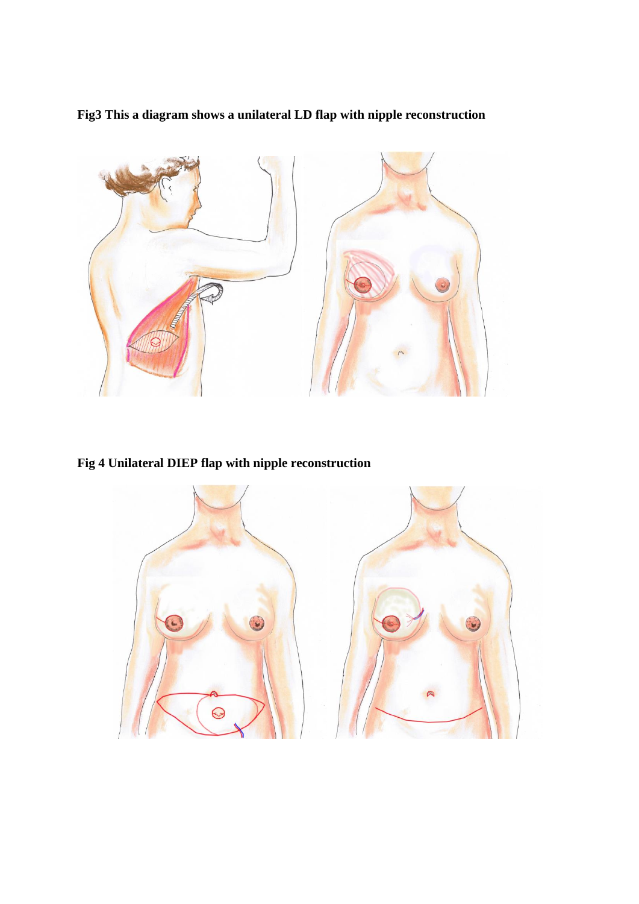**Fig3 This a diagram shows a unilateral LD flap with nipple reconstruction**

**Fig 4 Unilateral DIEP flap with nipple reconstruction**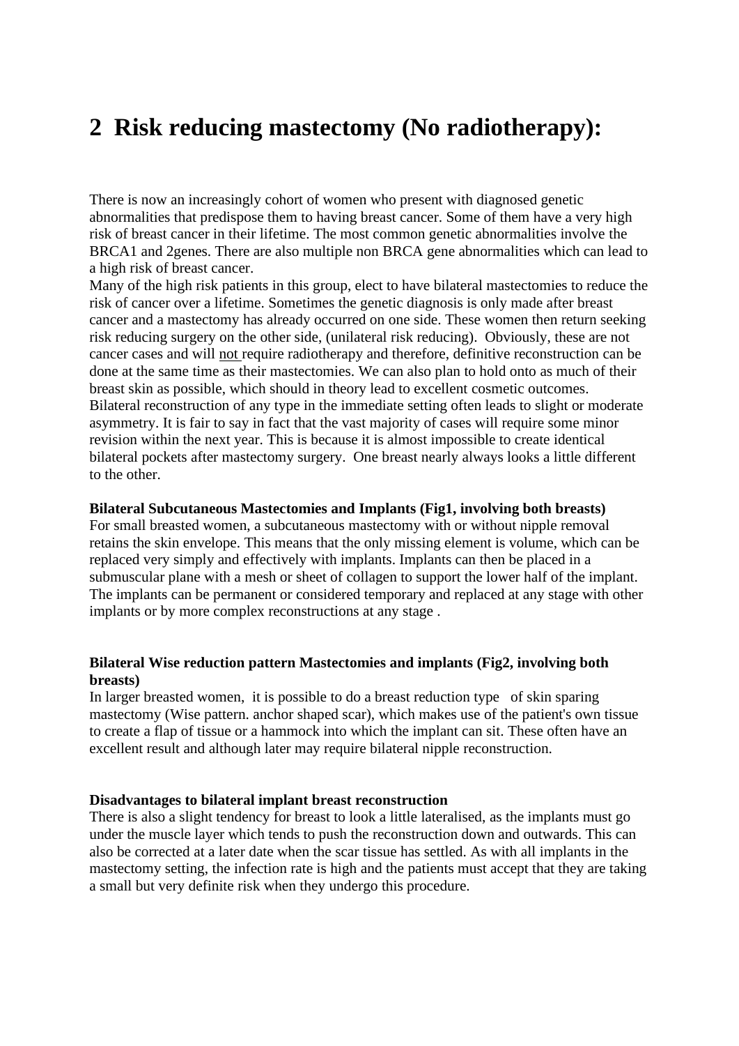# 2 Risk reducing mastectomy (No radiotherapy):

There is now an increasingly cohort of women who present with diagnosed genetic abnormalities that predispose them to having breast cancer. Some of them have a very high risk of breast cancer in their lifetime. The most common genetic abnormalities involve the BRCA1 and 2genes. There are also multiple non BRCA gene abnormalities which can lead to a high risk of breast cancer.
Many of the high risk patients in this group, elect to have bilateral mastectomies to reduce the risk of cancer over a lifetime. Sometimes the genetic diagnosis is only made after breast cancer and a mastectomy has already occurred on one side. These women then return seeking risk reducing surgery on the other side, (unilateral risk reducing). Obviously, these are not cancer cases and will <u>not</u> require radiotherapy and therefore, definitive reconstruction can be done at the same time as their mastectomies. We can also plan to hold onto as much of their breast skin as possible, which should in theory lead to excellent cosmetic outcomes.
Bilateral reconstruction of any type in the immediate setting often leads to slight or moderate asymmetry. It is fair to say in fact that the vast majority of cases will require some minor revision within the next year. This is because it is almost impossible to create identical bilateral pockets after mastectomy surgery. One breast nearly always looks a little different to the other.

**Bilateral Subcutaneous Mastectomies and Implants (Fig1, involving both breasts)**
For small breasted women, a subcutaneous mastectomy with or without nipple removal retains the skin envelope. This means that the only missing element is volume, which can be replaced very simply and effectively with implants. Implants can then be placed in a submuscular plane with a mesh or sheet of collagen to support the lower half of the implant. The implants can be permanent or considered temporary and replaced at any stage with other implants or by more complex reconstructions at any stage .

**Bilateral Wise reduction pattern Mastectomies and implants (Fig2, involving both breasts)**
In larger breasted women, it is possible to do a breast reduction type of skin sparing mastectomy (Wise pattern. anchor shaped scar), which makes use of the patient's own tissue to create a flap of tissue or a hammock into which the implant can sit. These often have an excellent result and although later may require bilateral nipple reconstruction.

**Disadvantages to bilateral implant breast reconstruction**
There is also a slight tendency for breast to look a little lateralised, as the implants must go under the muscle layer which tends to push the reconstruction down and outwards. This can also be corrected at a later date when the scar tissue has settled. As with all implants in the mastectomy setting, the infection rate is high and the patients must accept that they are taking a small but very definite risk when they undergo this procedure.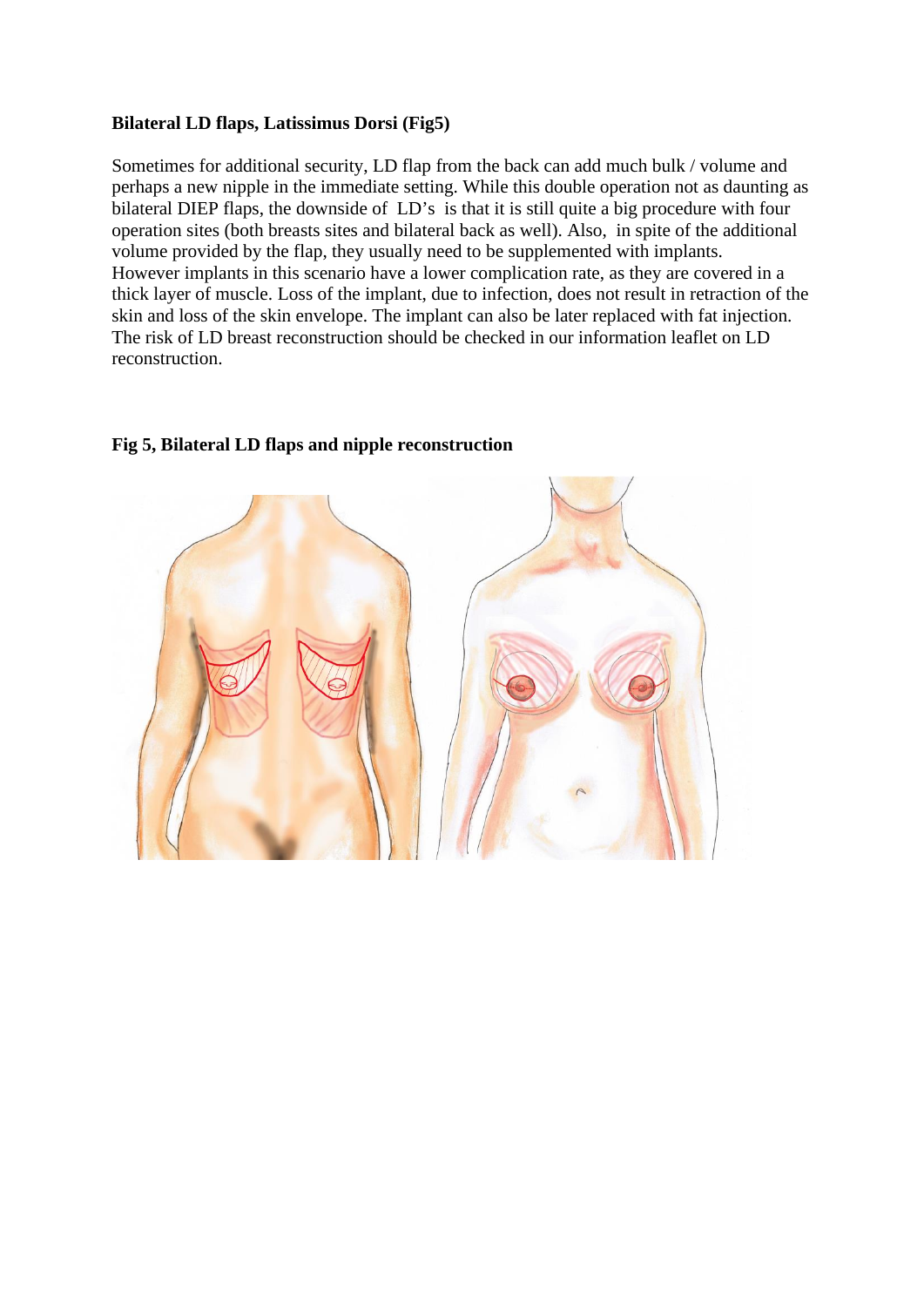**Bilateral LD flaps, Latissimus Dorsi (Fig5)**

Sometimes for additional security, LD flap from the back can add much bulk / volume and perhaps a new nipple in the immediate setting. While this double operation not as daunting as bilateral DIEP flaps, the downside of LD's is that it is still quite a big procedure with four operation sites (both breasts sites and bilateral back as well). Also, in spite of the additional volume provided by the flap, they usually need to be supplemented with implants. However implants in this scenario have a lower complication rate, as they are covered in a thick layer of muscle. Loss of the implant, due to infection, does not result in retraction of the skin and loss of the skin envelope. The implant can also be later replaced with fat injection. The risk of LD breast reconstruction should be checked in our information leaflet on LD reconstruction.

**Fig 5, Bilateral LD flaps and nipple reconstruction**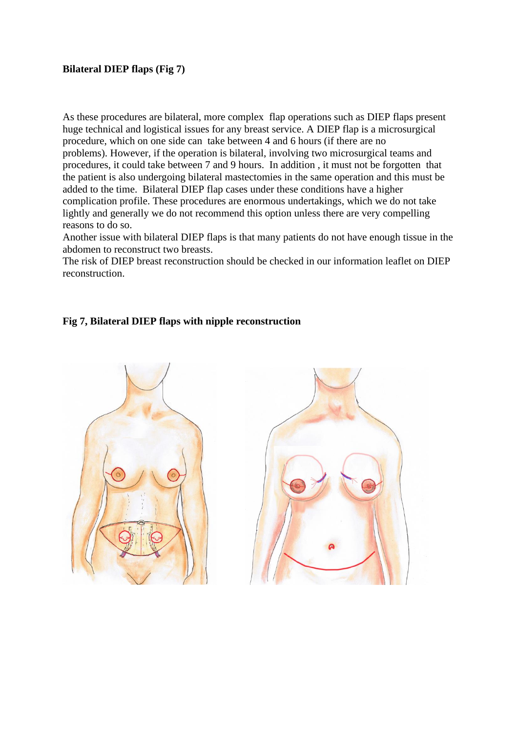**Bilateral DIEP flaps (Fig 7)**

As these procedures are bilateral, more complex flap operations such as DIEP flaps present huge technical and logistical issues for any breast service. A DIEP flap is a microsurgical procedure, which on one side can take between 4 and 6 hours (if there are no problems). However, if the operation is bilateral, involving two microsurgical teams and procedures, it could take between 7 and 9 hours. In addition , it must not be forgotten that the patient is also undergoing bilateral mastectomies in the same operation and this must be added to the time. Bilateral DIEP flap cases under these conditions have a higher complication profile. These procedures are enormous undertakings, which we do not take lightly and generally we do not recommend this option unless there are very compelling reasons to do so.

Another issue with bilateral DIEP flaps is that many patients do not have enough tissue in the abdomen to reconstruct two breasts.

The risk of DIEP breast reconstruction should be checked in our information leaflet on DIEP reconstruction.

**Fig 7, Bilateral DIEP flaps with nipple reconstruction**